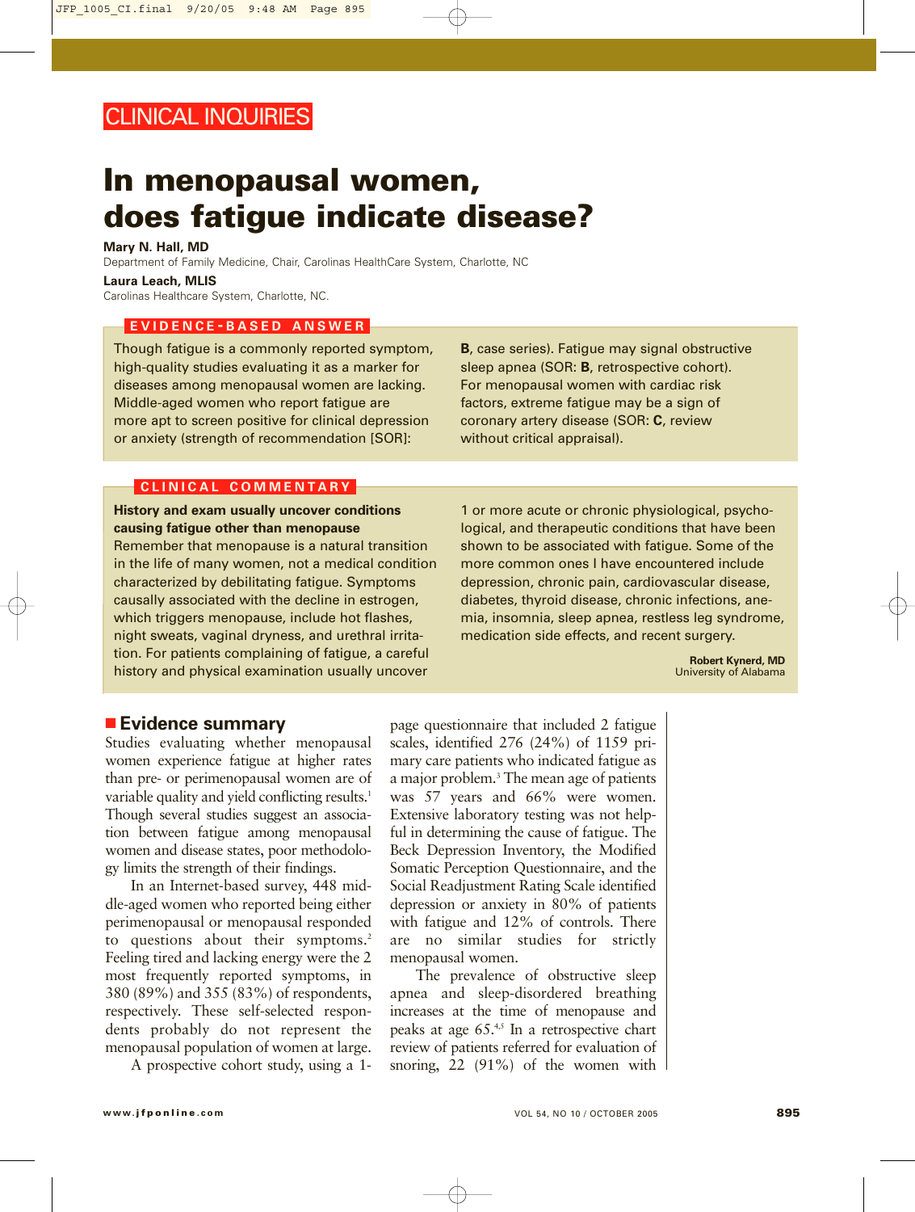CLINICAL INQUIRIES

# In menopausal women, does fatigue indicate disease?

**Mary N. Hall, MD**
Department of Family Medicine, Chair, Carolinas HealthCare System, Charlotte, NC

**Laura Leach, MLIS**
Carolinas Healthcare System, Charlotte, NC.

## EVIDENCE-BASED ANSWER

Though fatigue is a commonly reported symptom, high-quality studies evaluating it as a marker for diseases among menopausal women are lacking. Middle-aged women who report fatigue are more apt to screen positive for clinical depression or anxiety (strength of recommendation [SOR]: **B**, case series). Fatigue may signal obstructive sleep apnea (SOR: **B**, retrospective cohort). For menopausal women with cardiac risk factors, extreme fatigue may be a sign of coronary artery disease (SOR: **C**, review without critical appraisal).

## CLINICAL COMMENTARY

**History and exam usually uncover conditions causing fatigue other than menopause**

Remember that menopause is a natural transition in the life of many women, not a medical condition characterized by debilitating fatigue. Symptoms causally associated with the decline in estrogen, which triggers menopause, include hot flashes, night sweats, vaginal dryness, and urethral irritation. For patients complaining of fatigue, a careful history and physical examination usually uncover 1 or more acute or chronic physiological, psychological, and therapeutic conditions that have been shown to be associated with fatigue. Some of the more common ones I have encountered include depression, chronic pain, cardiovascular disease, diabetes, thyroid disease, chronic infections, anemia, insomnia, sleep apnea, restless leg syndrome, medication side effects, and recent surgery.

**Robert Kynerd, MD**
University of Alabama

## Evidence summary

Studies evaluating whether menopausal women experience fatigue at higher rates than pre- or perimenopausal women are of variable quality and yield conflicting results.[1] Though several studies suggest an association between fatigue among menopausal women and disease states, poor methodology limits the strength of their findings.

In an Internet-based survey, 448 middle-aged women who reported being either perimenopausal or menopausal responded to questions about their symptoms.[2] Feeling tired and lacking energy were the 2 most frequently reported symptoms, in 380 (89%) and 355 (83%) of respondents, respectively. These self-selected respondents probably do not represent the menopausal population of women at large.

A prospective cohort study, using a 1-page questionnaire that included 2 fatigue scales, identified 276 (24%) of 1159 primary care patients who indicated fatigue as a major problem.[3] The mean age of patients was 57 years and 66% were women. Extensive laboratory testing was not helpful in determining the cause of fatigue. The Beck Depression Inventory, the Modified Somatic Perception Questionnaire, and the Social Readjustment Rating Scale identified depression or anxiety in 80% of patients with fatigue and 12% of controls. There are no similar studies for strictly menopausal women.

The prevalence of obstructive sleep apnea and sleep-disordered breathing increases at the time of menopause and peaks at age 65.[4,5] In a retrospective chart review of patients referred for evaluation of snoring, 22 (91%) of the women with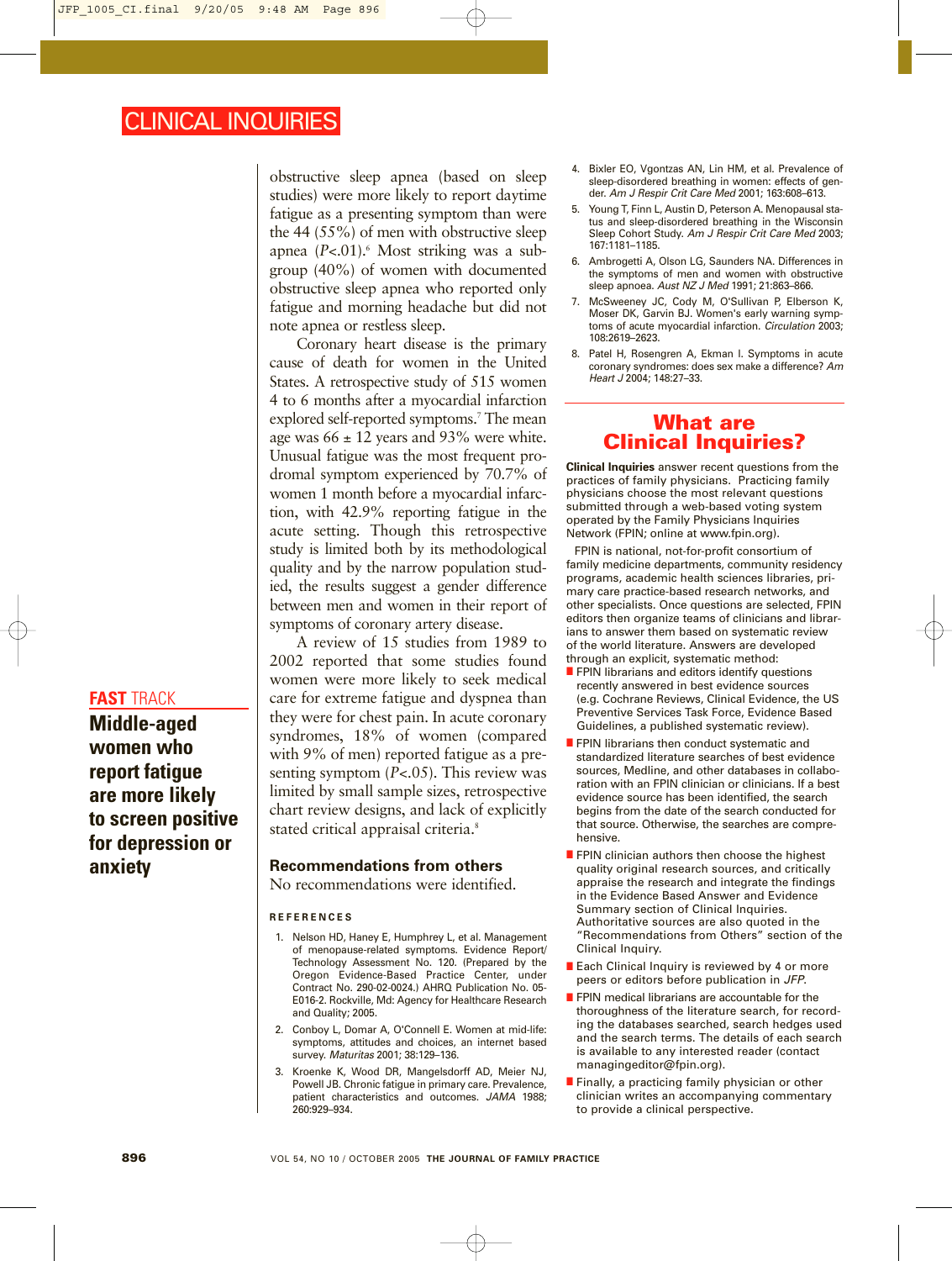# CLINICAL INQUIRIES

obstructive sleep apnea (based on sleep studies) were more likely to report daytime fatigue as a presenting symptom than were the 44 (55%) of men with obstructive sleep apnea ($P<.01$).[6] Most striking was a subgroup (40%) of women with documented obstructive sleep apnea who reported only fatigue and morning headache but did not note apnea or restless sleep.

Coronary heart disease is the primary cause of death for women in the United States. A retrospective study of 515 women 4 to 6 months after a myocardial infarction explored self-reported symptoms.[7] The mean age was 66 ± 12 years and 93% were white. Unusual fatigue was the most frequent prodromal symptom experienced by 70.7% of women 1 month before a myocardial infarction, with 42.9% reporting fatigue in the acute setting. Though this retrospective study is limited both by its methodological quality and by the narrow population studied, the results suggest a gender difference between men and women in their report of symptoms of coronary artery disease.

A review of 15 studies from 1989 to 2002 reported that some studies found women were more likely to seek medical care for extreme fatigue and dyspnea than they were for chest pain. In acute coronary syndromes, 18% of women (compared with 9% of men) reported fatigue as a presenting symptom ($P<.05$). This review was limited by small sample sizes, retrospective chart review designs, and lack of explicitly stated critical appraisal criteria.[8]

**FAST TRACK**

**Middle-aged women who report fatigue are more likely to screen positive for depression or anxiety**

## Recommendations from others

No recommendations were identified.

### REFERENCES

1. Nelson HD, Haney E, Humphrey L, et al. Management of menopause-related symptoms. Evidence Report/Technology Assessment No. 120. (Prepared by the Oregon Evidence-Based Practice Center, under Contract No. 290-02-0024.) AHRQ Publication No. 05-E016-2. Rockville, Md: Agency for Healthcare Research and Quality; 2005.
2. Conboy L, Domar A, O'Connell E. Women at mid-life: symptoms, attitudes and choices, an internet based survey. *Maturitas* 2001; 38:129–136.
3. Kroenke K, Wood DR, Mangelsdorff AD, Meier NJ, Powell JB. Chronic fatigue in primary care. Prevalence, patient characteristics and outcomes. *JAMA* 1988; 260:929–934.
4. Bixler EO, Vgontzas AN, Lin HM, et al. Prevalence of sleep-disordered breathing in women: effects of gender. *Am J Respir Crit Care Med* 2001; 163:608–613.
5. Young T, Finn L, Austin D, Peterson A. Menopausal status and sleep-disordered breathing in the Wisconsin Sleep Cohort Study. *Am J Respir Crit Care Med* 2003; 167:1181–1185.
6. Ambrogetti A, Olson LG, Saunders NA. Differences in the symptoms of men and women with obstructive sleep apnoea. *Aust NZ J Med* 1991; 21:863–866.
7. McSweeney JC, Cody M, O'Sullivan P, Elberson K, Moser DK, Garvin BJ. Women's early warning symptoms of acute myocardial infarction. *Circulation* 2003; 108:2619–2623.
8. Patel H, Rosengren A, Ekman I. Symptoms in acute coronary syndromes: does sex make a difference? *Am Heart J* 2004; 148:27–33.

## What are Clinical Inquiries?

**Clinical Inquiries** answer recent questions from the practices of family physicians. Practicing family physicians choose the most relevant questions submitted through a web-based voting system operated by the Family Physicians Inquiries Network (FPIN; online at www.fpin.org).

FPIN is national, not-for-profit consortium of family medicine departments, community residency programs, academic health sciences libraries, primary care practice-based research networks, and other specialists. Once questions are selected, FPIN editors then organize teams of clinicians and librarians to answer them based on systematic review of the world literature. Answers are developed through an explicit, systematic method:

- FPIN librarians and editors identify questions recently answered in best evidence sources (e.g. Cochrane Reviews, Clinical Evidence, the US Preventive Services Task Force, Evidence Based Guidelines, a published systematic review).
- FPIN librarians then conduct systematic and standardized literature searches of best evidence sources, Medline, and other databases in collaboration with an FPIN clinician or clinicians. If a best evidence source has been identified, the search begins from the date of the search conducted for that source. Otherwise, the searches are comprehensive.
- FPIN clinician authors then choose the highest quality original research sources, and critically appraise the research and integrate the findings in the Evidence Based Answer and Evidence Summary section of Clinical Inquiries. Authoritative sources are also quoted in the "Recommendations from Others" section of the Clinical Inquiry.
- Each Clinical Inquiry is reviewed by 4 or more peers or editors before publication in *JFP*.
- FPIN medical librarians are accountable for the thoroughness of the literature search, for recording the databases searched, search hedges used and the search terms. The details of each search is available to any interested reader (contact managingeditor@fpin.org).
- Finally, a practicing family physician or other clinician writes an accompanying commentary to provide a clinical perspective.